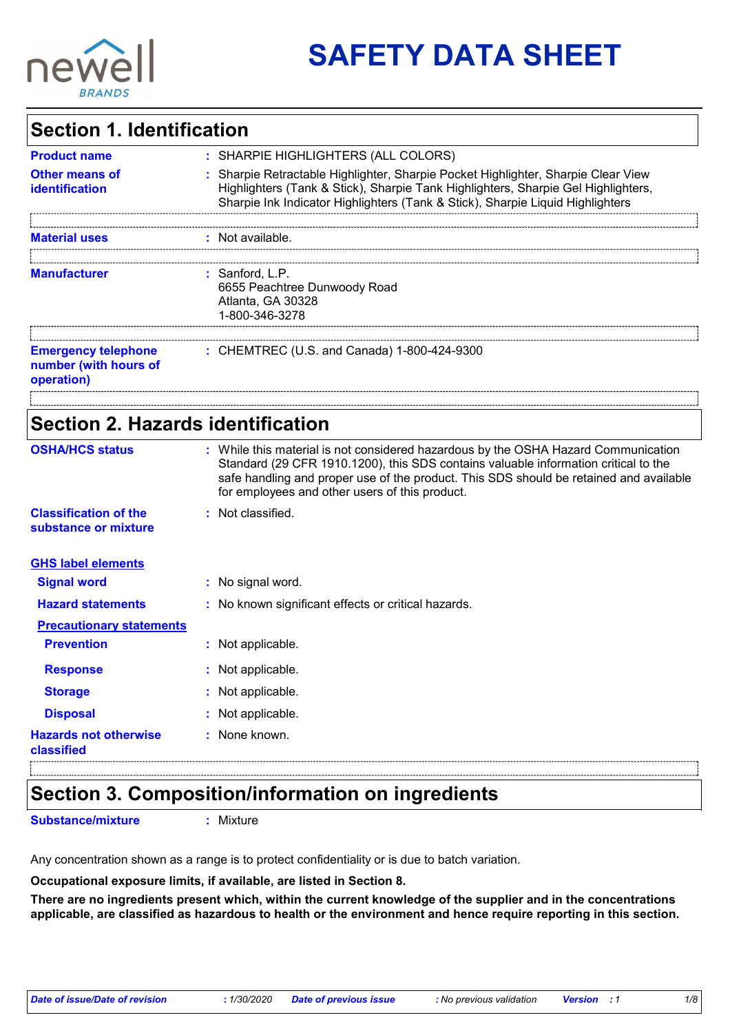# SAFETY DATA SHEET

## Section 1. Identification

**Product name** : SHARPIE HIGHLIGHTERS (ALL COLORS)

**Other means of identification** : Sharpie Retractable Highlighter, Sharpie Pocket Highlighter, Sharpie Clear View Highlighters (Tank & Stick), Sharpie Tank Highlighters, Sharpie Gel Highlighters, Sharpie Ink Indicator Highlighters (Tank & Stick), Sharpie Liquid Highlighters

**Material uses** : Not available.

**Manufacturer** : Sanford, L.P.
6655 Peachtree Dunwoody Road
Atlanta, GA 30328
1-800-346-3278

**Emergency telephone number (with hours of operation)** : CHEMTREC (U.S. and Canada) 1-800-424-9300

## Section 2. Hazards identification

**OSHA/HCS status** : While this material is not considered hazardous by the OSHA Hazard Communication Standard (29 CFR 1910.1200), this SDS contains valuable information critical to the safe handling and proper use of the product. This SDS should be retained and available for employees and other users of this product.

**Classification of the substance or mixture** : Not classified.

**GHS label elements**

**Signal word** : No signal word.

**Hazard statements** : No known significant effects or critical hazards.

**Precautionary statements**

**Prevention** : Not applicable.

**Response** : Not applicable.

**Storage** : Not applicable.

**Disposal** : Not applicable.

**Hazards not otherwise classified** : None known.

## Section 3. Composition/information on ingredients

**Substance/mixture** : Mixture

Any concentration shown as a range is to protect confidentiality or is due to batch variation.

**Occupational exposure limits, if available, are listed in Section 8.**

**There are no ingredients present which, within the current knowledge of the supplier and in the concentrations applicable, are classified as hazardous to health or the environment and hence require reporting in this section.**

*Date of issue/Date of revision* : 1/30/2020 *Date of previous issue* : No previous validation *Version* : 1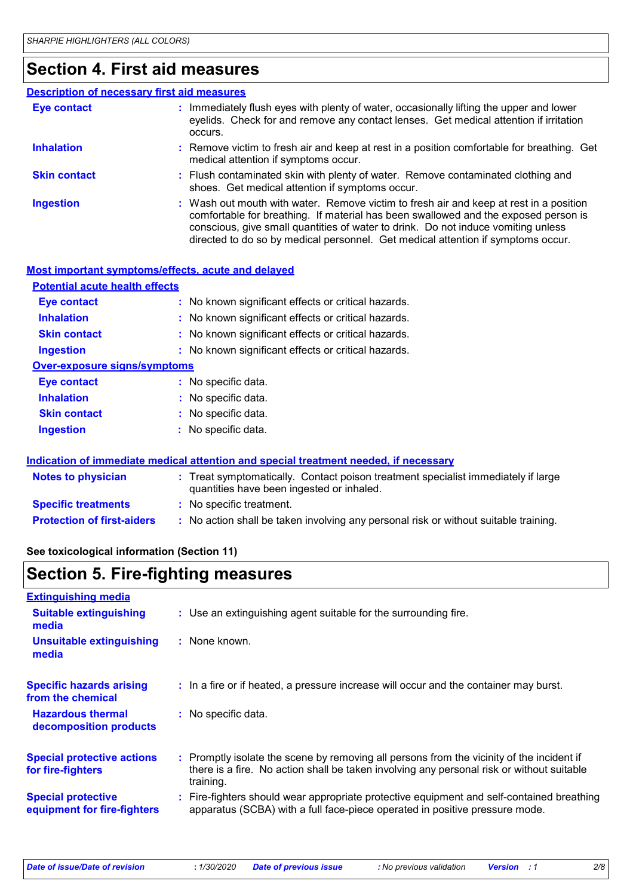## Section 4. First aid measures

### Description of necessary first aid measures

| | |
|---|---|
| **Eye contact** | : Immediately flush eyes with plenty of water, occasionally lifting the upper and lower eyelids. Check for and remove any contact lenses. Get medical attention if irritation occurs. |
| **Inhalation** | : Remove victim to fresh air and keep at rest in a position comfortable for breathing. Get medical attention if symptoms occur. |
| **Skin contact** | : Flush contaminated skin with plenty of water. Remove contaminated clothing and shoes. Get medical attention if symptoms occur. |
| **Ingestion** | : Wash out mouth with water. Remove victim to fresh air and keep at rest in a position comfortable for breathing. If material has been swallowed and the exposed person is conscious, give small quantities of water to drink. Do not induce vomiting unless directed to do so by medical personnel. Get medical attention if symptoms occur. |

### Most important symptoms/effects, acute and delayed

**Potential acute health effects**

| | |
|---|---|
| **Eye contact** | : No known significant effects or critical hazards. |
| **Inhalation** | : No known significant effects or critical hazards. |
| **Skin contact** | : No known significant effects or critical hazards. |
| **Ingestion** | : No known significant effects or critical hazards. |

**Over-exposure signs/symptoms**

| | |
|---|---|
| **Eye contact** | : No specific data. |
| **Inhalation** | : No specific data. |
| **Skin contact** | : No specific data. |
| **Ingestion** | : No specific data. |

### Indication of immediate medical attention and special treatment needed, if necessary

| | |
|---|---|
| **Notes to physician** | : Treat symptomatically. Contact poison treatment specialist immediately if large quantities have been ingested or inhaled. |
| **Specific treatments** | : No specific treatment. |
| **Protection of first-aiders** | : No action shall be taken involving any personal risk or without suitable training. |

**See toxicological information (Section 11)**

## Section 5. Fire-fighting measures

### Extinguishing media

| | |
|---|---|
| **Suitable extinguishing media** | : Use an extinguishing agent suitable for the surrounding fire. |
| **Unsuitable extinguishing media** | : None known. |

| | |
|---|---|
| **Specific hazards arising from the chemical** | : In a fire or if heated, a pressure increase will occur and the container may burst. |
| **Hazardous thermal decomposition products** | : No specific data. |

| | |
|---|---|
| **Special protective actions for fire-fighters** | : Promptly isolate the scene by removing all persons from the vicinity of the incident if there is a fire. No action shall be taken involving any personal risk or without suitable training. |
| **Special protective equipment for fire-fighters** | : Fire-fighters should wear appropriate protective equipment and self-contained breathing apparatus (SCBA) with a full face-piece operated in positive pressure mode. |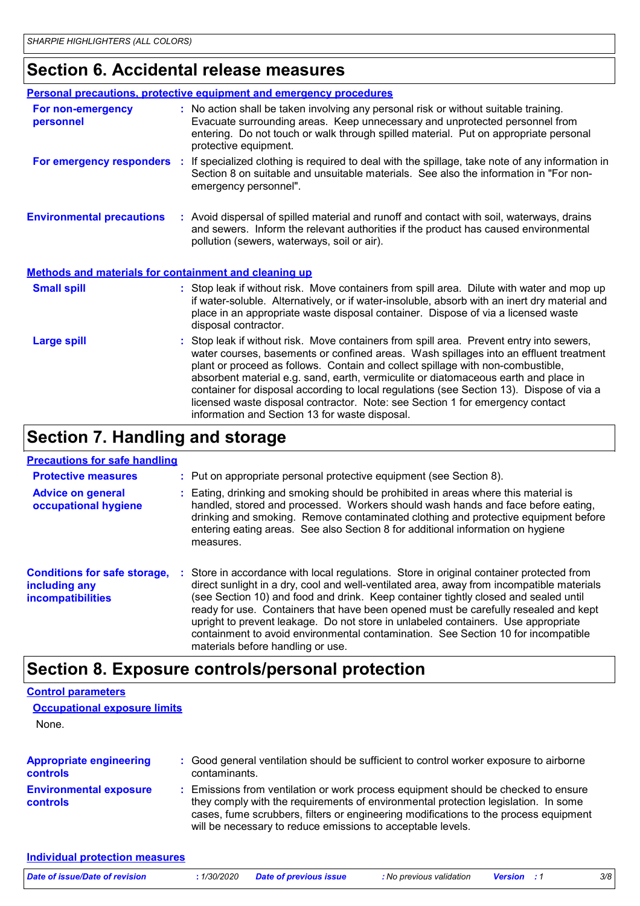## Section 6. Accidental release measures

### Personal precautions, protective equipment and emergency procedures

**For non-emergency personnel** : No action shall be taken involving any personal risk or without suitable training. Evacuate surrounding areas. Keep unnecessary and unprotected personnel from entering. Do not touch or walk through spilled material. Put on appropriate personal protective equipment.

**For emergency responders** : If specialized clothing is required to deal with the spillage, take note of any information in Section 8 on suitable and unsuitable materials. See also the information in "For non-emergency personnel".

**Environmental precautions** : Avoid dispersal of spilled material and runoff and contact with soil, waterways, drains and sewers. Inform the relevant authorities if the product has caused environmental pollution (sewers, waterways, soil or air).

### Methods and materials for containment and cleaning up

**Small spill** : Stop leak if without risk. Move containers from spill area. Dilute with water and mop up if water-soluble. Alternatively, or if water-insoluble, absorb with an inert dry material and place in an appropriate waste disposal container. Dispose of via a licensed waste disposal contractor.

**Large spill** : Stop leak if without risk. Move containers from spill area. Prevent entry into sewers, water courses, basements or confined areas. Wash spillages into an effluent treatment plant or proceed as follows. Contain and collect spillage with non-combustible, absorbent material e.g. sand, earth, vermiculite or diatomaceous earth and place in container for disposal according to local regulations (see Section 13). Dispose of via a licensed waste disposal contractor. Note: see Section 1 for emergency contact information and Section 13 for waste disposal.

## Section 7. Handling and storage

### Precautions for safe handling

**Protective measures** : Put on appropriate personal protective equipment (see Section 8).

**Advice on general occupational hygiene** : Eating, drinking and smoking should be prohibited in areas where this material is handled, stored and processed. Workers should wash hands and face before eating, drinking and smoking. Remove contaminated clothing and protective equipment before entering eating areas. See also Section 8 for additional information on hygiene measures.

**Conditions for safe storage, including any incompatibilities** : Store in accordance with local regulations. Store in original container protected from direct sunlight in a dry, cool and well-ventilated area, away from incompatible materials (see Section 10) and food and drink. Keep container tightly closed and sealed until ready for use. Containers that have been opened must be carefully resealed and kept upright to prevent leakage. Do not store in unlabeled containers. Use appropriate containment to avoid environmental contamination. See Section 10 for incompatible materials before handling or use.

## Section 8. Exposure controls/personal protection

### Control parameters

#### Occupational exposure limits

None.

**Appropriate engineering controls** : Good general ventilation should be sufficient to control worker exposure to airborne contaminants.

**Environmental exposure controls** : Emissions from ventilation or work process equipment should be checked to ensure they comply with the requirements of environmental protection legislation. In some cases, fume scrubbers, filters or engineering modifications to the process equipment will be necessary to reduce emissions to acceptable levels.

### Individual protection measures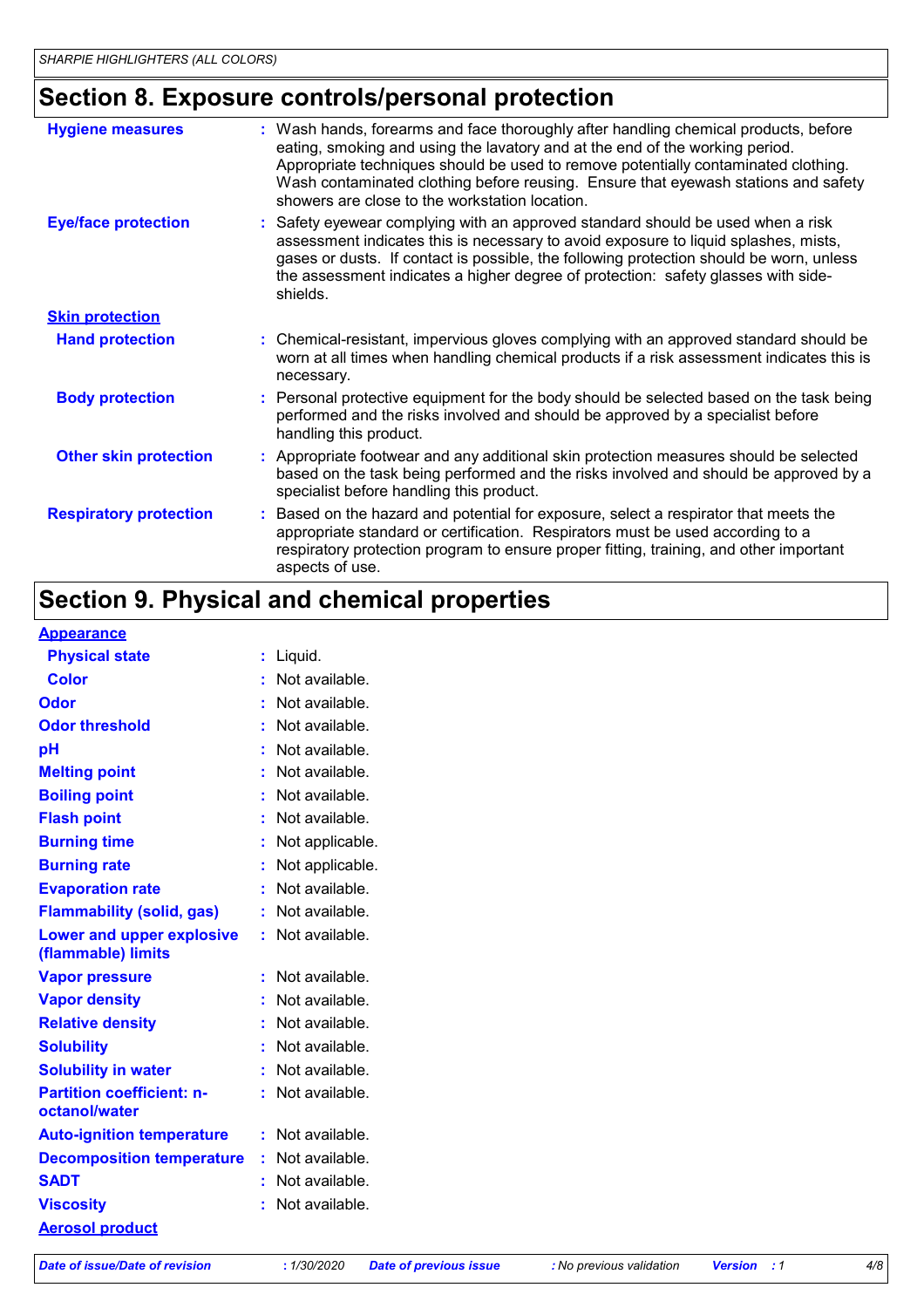## Section 8. Exposure controls/personal protection

| | |
|---|---|
| **Hygiene measures** | : Wash hands, forearms and face thoroughly after handling chemical products, before eating, smoking and using the lavatory and at the end of the working period. Appropriate techniques should be used to remove potentially contaminated clothing. Wash contaminated clothing before reusing. Ensure that eyewash stations and safety showers are close to the workstation location. |
| **Eye/face protection** | : Safety eyewear complying with an approved standard should be used when a risk assessment indicates this is necessary to avoid exposure to liquid splashes, mists, gases or dusts. If contact is possible, the following protection should be worn, unless the assessment indicates a higher degree of protection: safety glasses with side-shields. |

**Skin protection**

| | |
|---|---|
| **Hand protection** | : Chemical-resistant, impervious gloves complying with an approved standard should be worn at all times when handling chemical products if a risk assessment indicates this is necessary. |
| **Body protection** | : Personal protective equipment for the body should be selected based on the task being performed and the risks involved and should be approved by a specialist before handling this product. |
| **Other skin protection** | : Appropriate footwear and any additional skin protection measures should be selected based on the task being performed and the risks involved and should be approved by a specialist before handling this product. |
| **Respiratory protection** | : Based on the hazard and potential for exposure, select a respirator that meets the appropriate standard or certification. Respirators must be used according to a respiratory protection program to ensure proper fitting, training, and other important aspects of use. |

## Section 9. Physical and chemical properties

**Appearance**

| | |
|---|---|
| **Physical state** | : Liquid. |
| **Color** | : Not available. |
| **Odor** | : Not available. |
| **Odor threshold** | : Not available. |
| **pH** | : Not available. |
| **Melting point** | : Not available. |
| **Boiling point** | : Not available. |
| **Flash point** | : Not available. |
| **Burning time** | : Not applicable. |
| **Burning rate** | : Not applicable. |
| **Evaporation rate** | : Not available. |
| **Flammability (solid, gas)** | : Not available. |
| **Lower and upper explosive (flammable) limits** | : Not available. |
| **Vapor pressure** | : Not available. |
| **Vapor density** | : Not available. |
| **Relative density** | : Not available. |
| **Solubility** | : Not available. |
| **Solubility in water** | : Not available. |
| **Partition coefficient: n-octanol/water** | : Not available. |
| **Auto-ignition temperature** | : Not available. |
| **Decomposition temperature** | : Not available. |
| **SADT** | : Not available. |
| **Viscosity** | : Not available. |

**Aerosol product**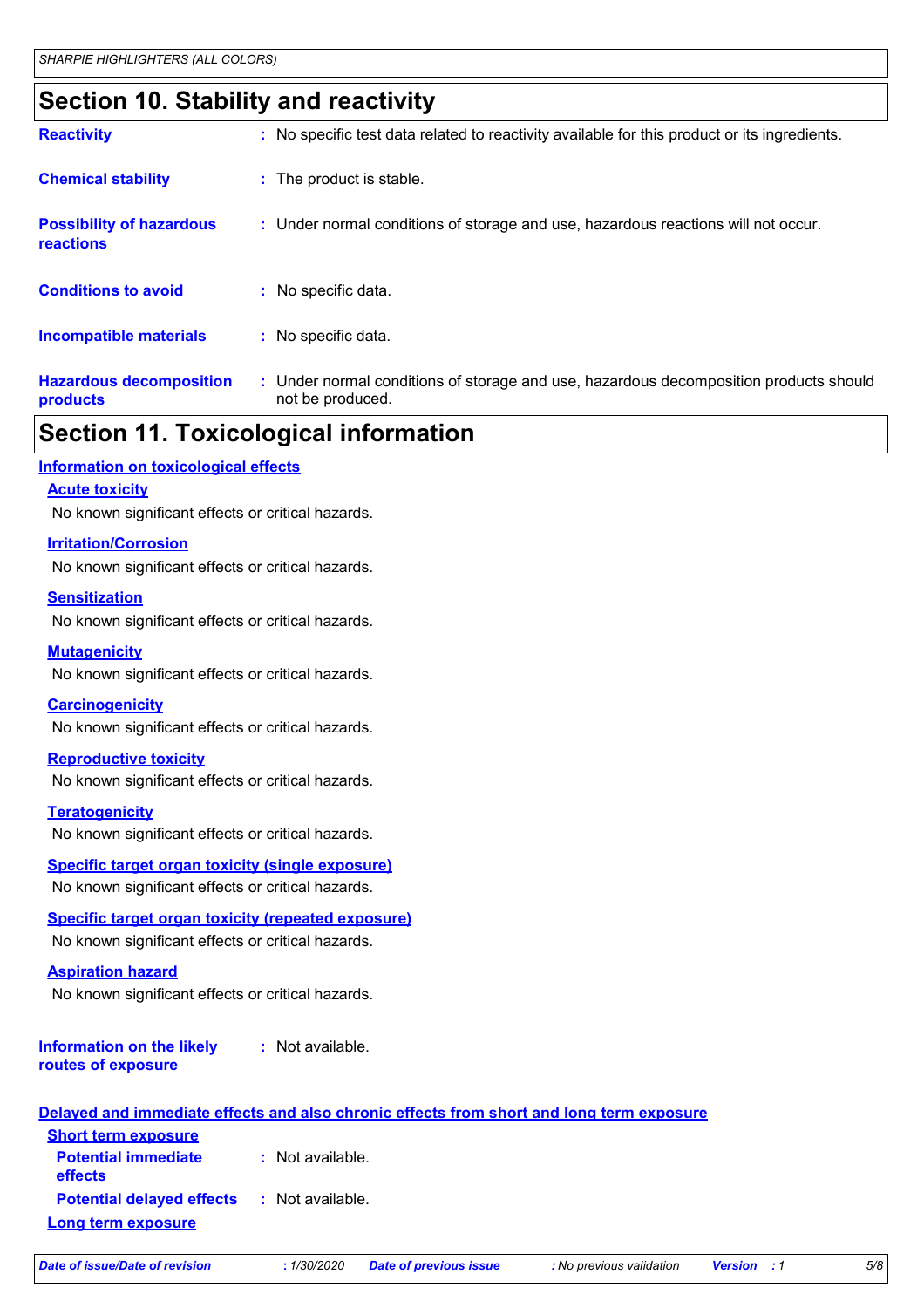## Section 10. Stability and reactivity

**Reactivity** : No specific test data related to reactivity available for this product or its ingredients.

**Chemical stability** : The product is stable.

**Possibility of hazardous reactions** : Under normal conditions of storage and use, hazardous reactions will not occur.

**Conditions to avoid** : No specific data.

**Incompatible materials** : No specific data.

**Hazardous decomposition products** : Under normal conditions of storage and use, hazardous decomposition products should not be produced.

## Section 11. Toxicological information

### Information on toxicological effects

**Acute toxicity**

No known significant effects or critical hazards.

**Irritation/Corrosion**

No known significant effects or critical hazards.

**Sensitization**

No known significant effects or critical hazards.

**Mutagenicity**

No known significant effects or critical hazards.

**Carcinogenicity**

No known significant effects or critical hazards.

**Reproductive toxicity**

No known significant effects or critical hazards.

**Teratogenicity**

No known significant effects or critical hazards.

**Specific target organ toxicity (single exposure)**

No known significant effects or critical hazards.

**Specific target organ toxicity (repeated exposure)**

No known significant effects or critical hazards.

**Aspiration hazard**

No known significant effects or critical hazards.

**Information on the likely routes of exposure** : Not available.

### Delayed and immediate effects and also chronic effects from short and long term exposure

**Short term exposure**

**Potential immediate effects** : Not available.

**Potential delayed effects** : Not available.

**Long term exposure**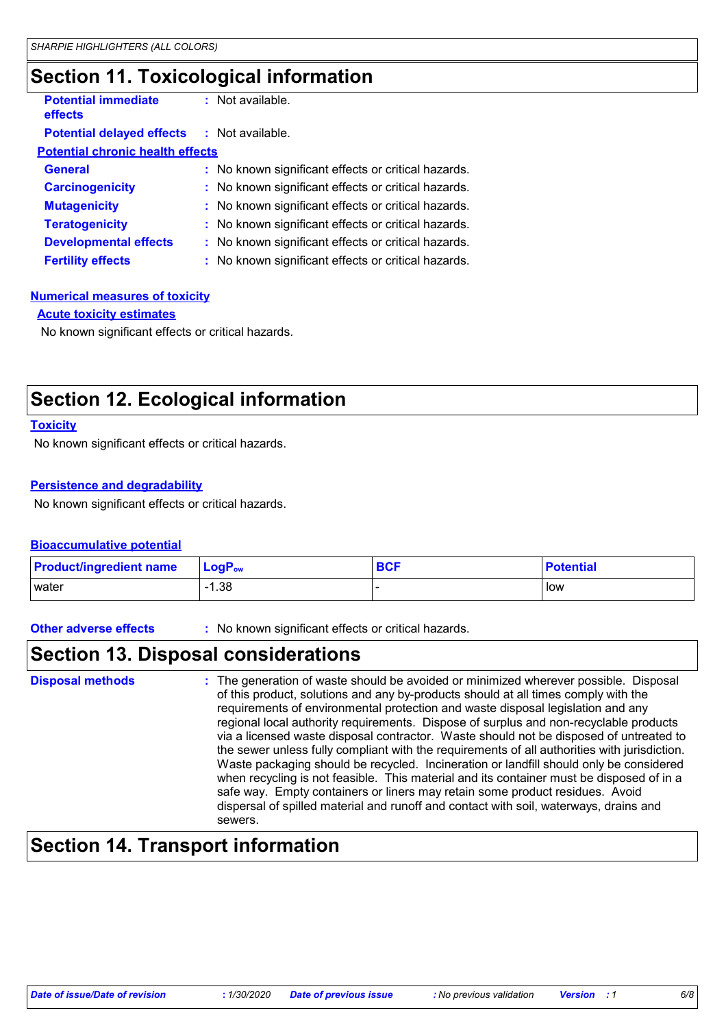# Section 11. Toxicological information

**Potential immediate effects** : Not available.

**Potential delayed effects** : Not available.

**Potential chronic health effects**

**General** : No known significant effects or critical hazards.

**Carcinogenicity** : No known significant effects or critical hazards.

**Mutagenicity** : No known significant effects or critical hazards.

**Teratogenicity** : No known significant effects or critical hazards.

**Developmental effects** : No known significant effects or critical hazards.

**Fertility effects** : No known significant effects or critical hazards.

**Numerical measures of toxicity**

**Acute toxicity estimates**

No known significant effects or critical hazards.

# Section 12. Ecological information

**Toxicity**

No known significant effects or critical hazards.

**Persistence and degradability**

No known significant effects or critical hazards.

**Bioaccumulative potential**

| Product/ingredient name | $LogP_{ow}$ | BCF | Potential |
|---|---|---|---|
| water | -1.38 | - | low |

**Other adverse effects** : No known significant effects or critical hazards.

# Section 13. Disposal considerations

**Disposal methods** : The generation of waste should be avoided or minimized wherever possible. Disposal of this product, solutions and any by-products should at all times comply with the requirements of environmental protection and waste disposal legislation and any regional local authority requirements. Dispose of surplus and non-recyclable products via a licensed waste disposal contractor. Waste should not be disposed of untreated to the sewer unless fully compliant with the requirements of all authorities with jurisdiction. Waste packaging should be recycled. Incineration or landfill should only be considered when recycling is not feasible. This material and its container must be disposed of in a safe way. Empty containers or liners may retain some product residues. Avoid dispersal of spilled material and runoff and contact with soil, waterways, drains and sewers.

# Section 14. Transport information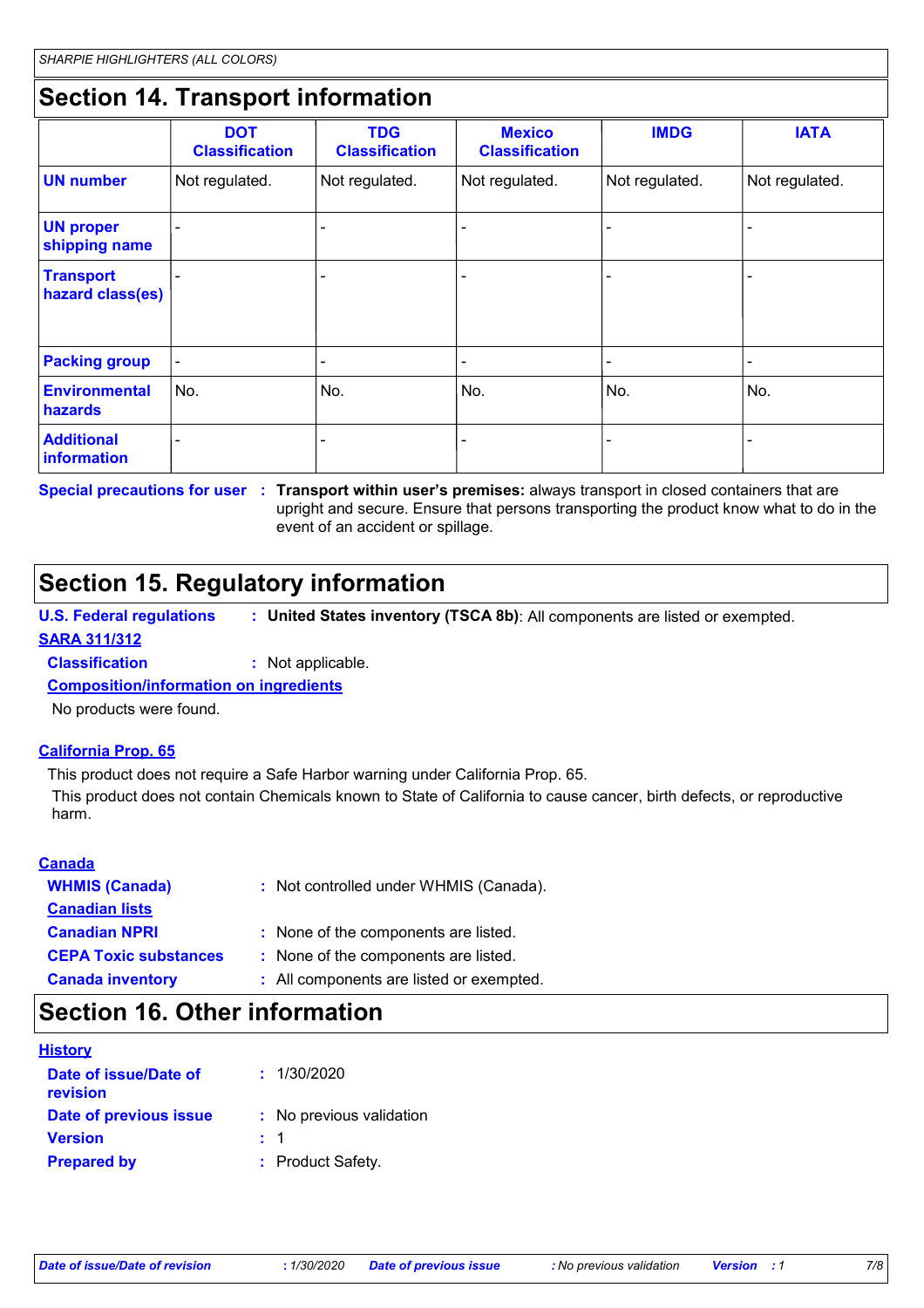## Section 14. Transport information

| | DOT Classification | TDG Classification | Mexico Classification | IMDG | IATA |
|---|---|---|---|---|---|
| **UN number** | Not regulated. | Not regulated. | Not regulated. | Not regulated. | Not regulated. |
| **UN proper shipping name** | - | - | - | - | - |
| **Transport hazard class(es)** | - | - | - | - | - |
| **Packing group** | - | - | - | - | - |
| **Environmental hazards** | No. | No. | No. | No. | No. |
| **Additional information** | - | - | - | - | - |

**Special precautions for user** : **Transport within user's premises:** always transport in closed containers that are upright and secure. Ensure that persons transporting the product know what to do in the event of an accident or spillage.

## Section 15. Regulatory information

**U.S. Federal regulations** : **United States inventory (TSCA 8b)**: All components are listed or exempted.

**SARA 311/312**

**Classification** : Not applicable.

**Composition/information on ingredients**

No products were found.

**California Prop. 65**

This product does not require a Safe Harbor warning under California Prop. 65.

This product does not contain Chemicals known to State of California to cause cancer, birth defects, or reproductive harm.

**Canada**

**WHMIS (Canada)** : Not controlled under WHMIS (Canada).

**Canadian lists**

**Canadian NPRI** : None of the components are listed.

**CEPA Toxic substances** : None of the components are listed.

**Canada inventory** : All components are listed or exempted.

## Section 16. Other information

**History**

**Date of issue/Date of revision** : 1/30/2020

**Date of previous issue** : No previous validation

**Version** : 1

**Prepared by** : Product Safety.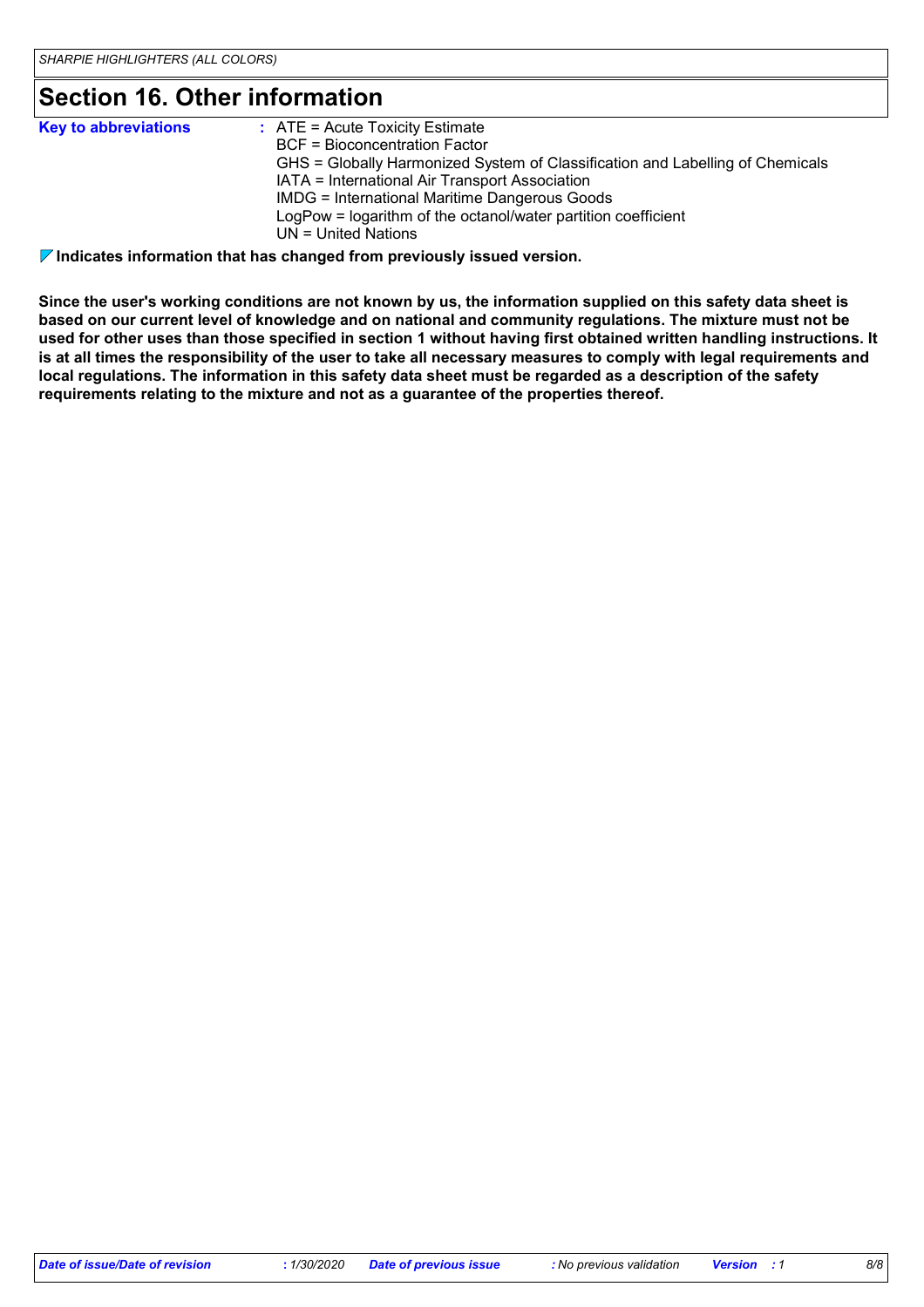## Section 16. Other information

**Key to abbreviations** : ATE = Acute Toxicity Estimate
BCF = Bioconcentration Factor
GHS = Globally Harmonized System of Classification and Labelling of Chemicals
IATA = International Air Transport Association
IMDG = International Maritime Dangerous Goods
LogPow = logarithm of the octanol/water partition coefficient
UN = United Nations

**Indicates information that has changed from previously issued version.**

**Since the user's working conditions are not known by us, the information supplied on this safety data sheet is based on our current level of knowledge and on national and community regulations. The mixture must not be used for other uses than those specified in section 1 without having first obtained written handling instructions. It is at all times the responsibility of the user to take all necessary measures to comply with legal requirements and local regulations. The information in this safety data sheet must be regarded as a description of the safety requirements relating to the mixture and not as a guarantee of the properties thereof.**